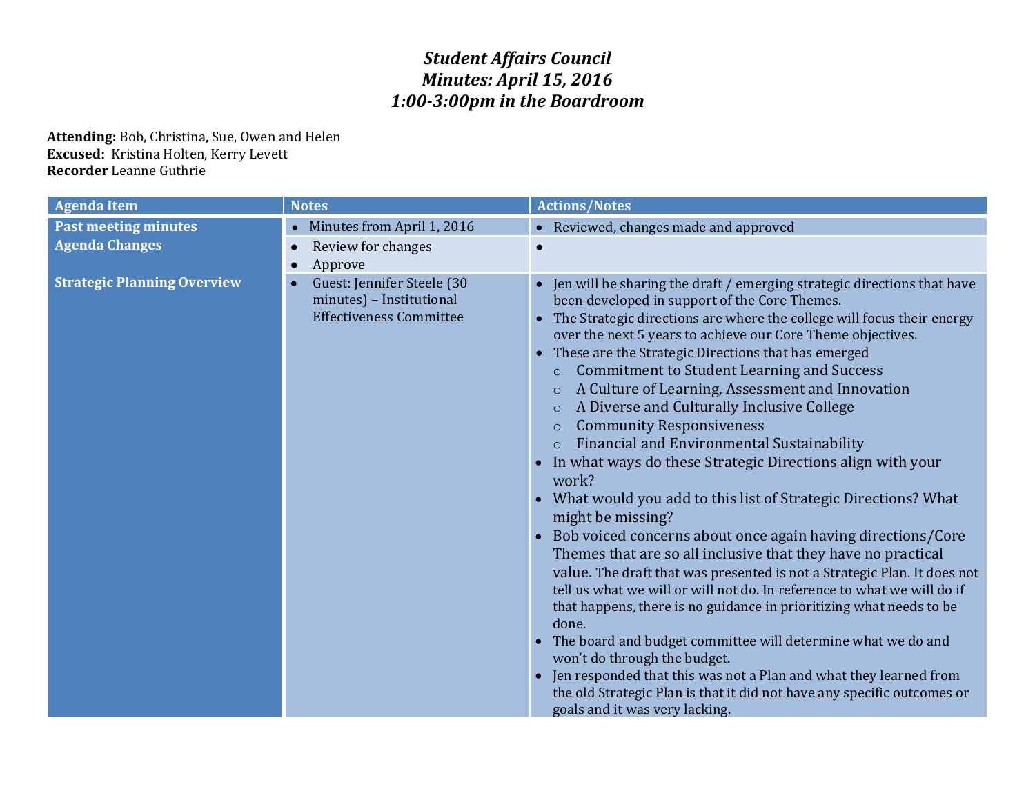# *Student Affairs Council*
# *Minutes: April 15, 2016*
# *1:00-3:00pm in the Boardroom*

**Attending:** Bob, Christina, Sue, Owen and Helen
**Excused:** Kristina Holten, Kerry Levett
**Recorder** Leanne Guthrie

| Agenda Item | Notes | Actions/Notes |
|---|---|---|
| **Past meeting minutes** | • Minutes from April 1, 2016 | • Reviewed, changes made and approved |
| **Agenda Changes** | • Review for changes<br>• Approve | • |
| **Strategic Planning Overview** | • Guest: Jennifer Steele (30 minutes) – Institutional Effectiveness Committee | • Jen will be sharing the draft / emerging strategic directions that have been developed in support of the Core Themes.<br>• The Strategic directions are where the college will focus their energy over the next 5 years to achieve our Core Theme objectives.<br>• These are the Strategic Directions that has emerged<br>&nbsp;&nbsp;&nbsp;&nbsp;○ Commitment to Student Learning and Success<br>&nbsp;&nbsp;&nbsp;&nbsp;○ A Culture of Learning, Assessment and Innovation<br>&nbsp;&nbsp;&nbsp;&nbsp;○ A Diverse and Culturally Inclusive College<br>&nbsp;&nbsp;&nbsp;&nbsp;○ Community Responsiveness<br>&nbsp;&nbsp;&nbsp;&nbsp;○ Financial and Environmental Sustainability<br>• In what ways do these Strategic Directions align with your work?<br>• What would you add to this list of Strategic Directions? What might be missing?<br>• Bob voiced concerns about once again having directions/Core Themes that are so all inclusive that they have no practical value. The draft that was presented is not a Strategic Plan. It does not tell us what we will or will not do. In reference to what we will do if that happens, there is no guidance in prioritizing what needs to be done.<br>• The board and budget committee will determine what we do and won't do through the budget.<br>• Jen responded that this was not a Plan and what they learned from the old Strategic Plan is that it did not have any specific outcomes or goals and it was very lacking. |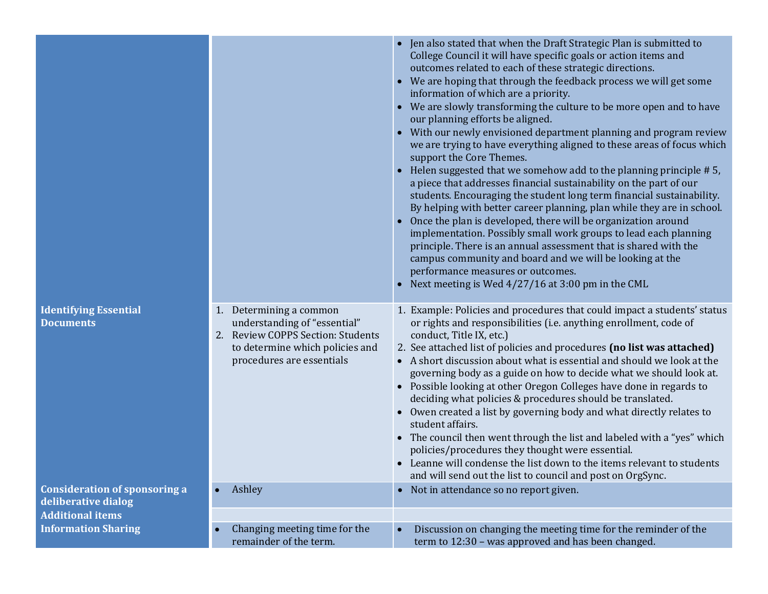| | | |
|---|---|---|
| | | • Jen also stated that when the Draft Strategic Plan is submitted to College Council it will have specific goals or action items and outcomes related to each of these strategic directions.<br>• We are hoping that through the feedback process we will get some information of which are a priority.<br>• We are slowly transforming the culture to be more open and to have our planning efforts be aligned.<br>• With our newly envisioned department planning and program review we are trying to have everything aligned to these areas of focus which support the Core Themes.<br>• Helen suggested that we somehow add to the planning principle # 5, a piece that addresses financial sustainability on the part of our students. Encouraging the student long term financial sustainability. By helping with better career planning, plan while they are in school.<br>• Once the plan is developed, there will be organization around implementation. Possibly small work groups to lead each planning principle. There is an annual assessment that is shared with the campus community and board and we will be looking at the performance measures or outcomes.<br>• Next meeting is Wed 4/27/16 at 3:00 pm in the CML |
| **Identifying Essential Documents** | 1. Determining a common understanding of "essential"<br>2. Review COPPS Section: Students to determine which policies and procedures are essentials | 1. Example: Policies and procedures that could impact a students' status or rights and responsibilities (i.e. anything enrollment, code of conduct, Title IX, etc.)<br>2. See attached list of policies and procedures **(no list was attached)**<br>• A short discussion about what is essential and should we look at the governing body as a guide on how to decide what we should look at.<br>• Possible looking at other Oregon Colleges have done in regards to deciding what policies & procedures should be translated.<br>• Owen created a list by governing body and what directly relates to student affairs.<br>• The council then went through the list and labeled with a "yes" which policies/procedures they thought were essential.<br>• Leanne will condense the list down to the items relevant to students and will send out the list to council and post on OrgSync. |
| **Consideration of sponsoring a deliberative dialog** | • Ashley | • Not in attendance so no report given. |
| **Additional items** | | |
| **Information Sharing** | • Changing meeting time for the remainder of the term. | • Discussion on changing the meeting time for the reminder of the term to 12:30 – was approved and has been changed. |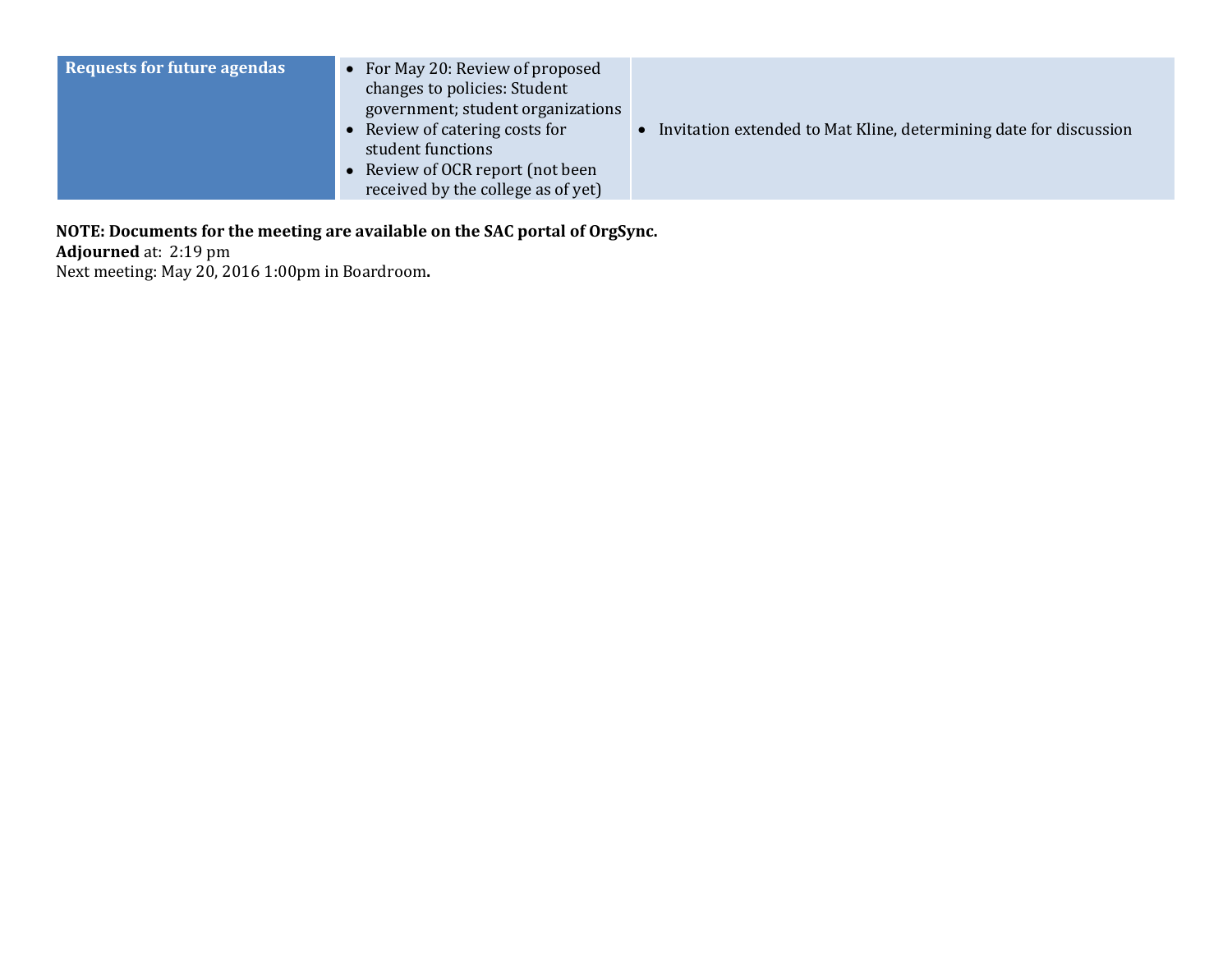| | | |
|---|---|---|
| **Requests for future agendas** | • For May 20: Review of proposed changes to policies: Student government; student organizations<br>• Review of catering costs for student functions<br>• Review of OCR report (not been received by the college as of yet) | • Invitation extended to Mat Kline, determining date for discussion |

**NOTE: Documents for the meeting are available on the SAC portal of OrgSync.**
**Adjourned** at: 2:19 pm
Next meeting: May 20, 2016 1:00pm in Boardroom**.**